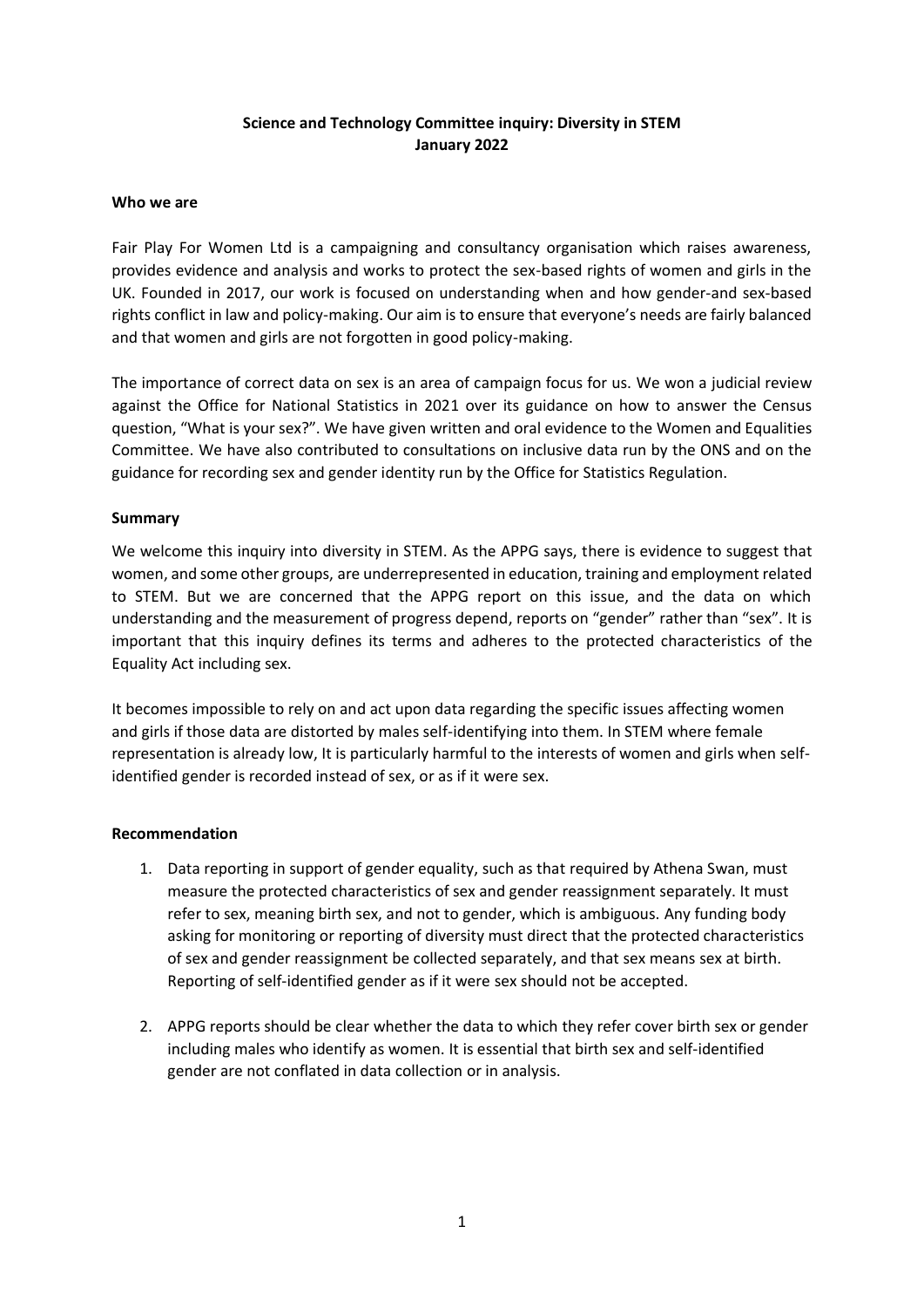**Science and Technology Committee inquiry: Diversity in STEM**
**January 2022**

**Who we are**

Fair Play For Women Ltd is a campaigning and consultancy organisation which raises awareness, provides evidence and analysis and works to protect the sex-based rights of women and girls in the UK. Founded in 2017, our work is focused on understanding when and how gender-and sex-based rights conflict in law and policy-making. Our aim is to ensure that everyone's needs are fairly balanced and that women and girls are not forgotten in good policy-making.

The importance of correct data on sex is an area of campaign focus for us. We won a judicial review against the Office for National Statistics in 2021 over its guidance on how to answer the Census question, "What is your sex?". We have given written and oral evidence to the Women and Equalities Committee. We have also contributed to consultations on inclusive data run by the ONS and on the guidance for recording sex and gender identity run by the Office for Statistics Regulation.

**Summary**

We welcome this inquiry into diversity in STEM. As the APPG says, there is evidence to suggest that women, and some other groups, are underrepresented in education, training and employment related to STEM. But we are concerned that the APPG report on this issue, and the data on which understanding and the measurement of progress depend, reports on "gender" rather than "sex". It is important that this inquiry defines its terms and adheres to the protected characteristics of the Equality Act including sex.

It becomes impossible to rely on and act upon data regarding the specific issues affecting women and girls if those data are distorted by males self-identifying into them. In STEM where female representation is already low, It is particularly harmful to the interests of women and girls when self-identified gender is recorded instead of sex, or as if it were sex.

**Recommendation**

1. Data reporting in support of gender equality, such as that required by Athena Swan, must measure the protected characteristics of sex and gender reassignment separately. It must refer to sex, meaning birth sex, and not to gender, which is ambiguous. Any funding body asking for monitoring or reporting of diversity must direct that the protected characteristics of sex and gender reassignment be collected separately, and that sex means sex at birth. Reporting of self-identified gender as if it were sex should not be accepted.
2. APPG reports should be clear whether the data to which they refer cover birth sex or gender including males who identify as women. It is essential that birth sex and self-identified gender are not conflated in data collection or in analysis.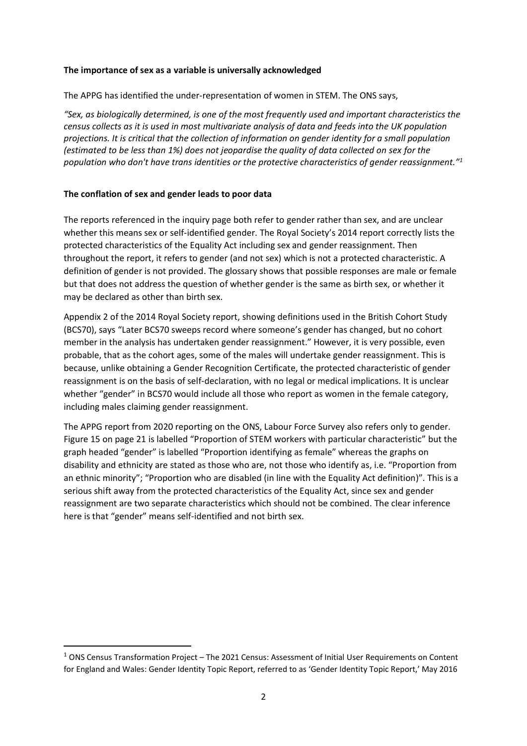**The importance of sex as a variable is universally acknowledged**

The APPG has identified the under-representation of women in STEM. The ONS says,

*"Sex, as biologically determined, is one of the most frequently used and important characteristics the census collects as it is used in most multivariate analysis of data and feeds into the UK population projections. It is critical that the collection of information on gender identity for a small population (estimated to be less than 1%) does not jeopardise the quality of data collected on sex for the population who don't have trans identities or the protective characteristics of gender reassignment."*[1]

**The conflation of sex and gender leads to poor data**

The reports referenced in the inquiry page both refer to gender rather than sex, and are unclear whether this means sex or self-identified gender. The Royal Society's 2014 report correctly lists the protected characteristics of the Equality Act including sex and gender reassignment. Then throughout the report, it refers to gender (and not sex) which is not a protected characteristic. A definition of gender is not provided. The glossary shows that possible responses are male or female but that does not address the question of whether gender is the same as birth sex, or whether it may be declared as other than birth sex.

Appendix 2 of the 2014 Royal Society report, showing definitions used in the British Cohort Study (BCS70), says "Later BCS70 sweeps record where someone's gender has changed, but no cohort member in the analysis has undertaken gender reassignment." However, it is very possible, even probable, that as the cohort ages, some of the males will undertake gender reassignment. This is because, unlike obtaining a Gender Recognition Certificate, the protected characteristic of gender reassignment is on the basis of self-declaration, with no legal or medical implications. It is unclear whether "gender" in BCS70 would include all those who report as women in the female category, including males claiming gender reassignment.

The APPG report from 2020 reporting on the ONS, Labour Force Survey also refers only to gender. Figure 15 on page 21 is labelled "Proportion of STEM workers with particular characteristic" but the graph headed "gender" is labelled "Proportion identifying as female" whereas the graphs on disability and ethnicity are stated as those who are, not those who identify as, i.e. "Proportion from an ethnic minority"; "Proportion who are disabled (in line with the Equality Act definition)". This is a serious shift away from the protected characteristics of the Equality Act, since sex and gender reassignment are two separate characteristics which should not be combined. The clear inference here is that "gender" means self-identified and not birth sex.

[1] ONS Census Transformation Project – The 2021 Census: Assessment of Initial User Requirements on Content for England and Wales: Gender Identity Topic Report, referred to as 'Gender Identity Topic Report,' May 2016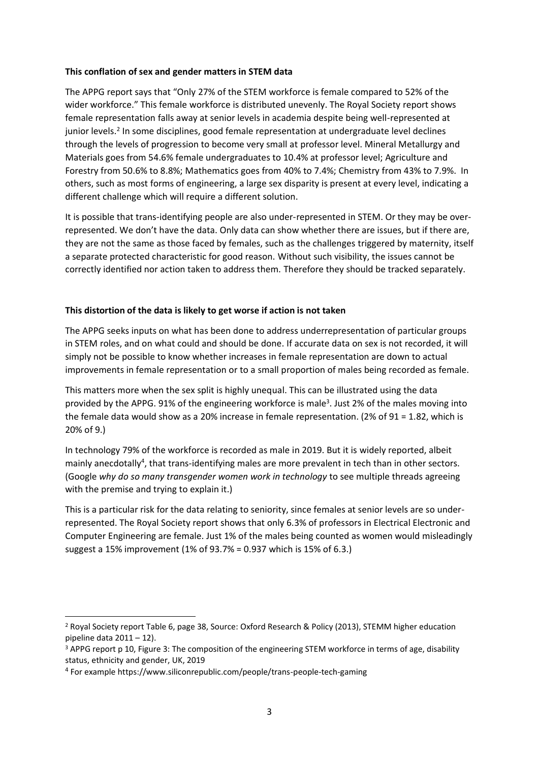**This conflation of sex and gender matters in STEM data**

The APPG report says that "Only 27% of the STEM workforce is female compared to 52% of the wider workforce." This female workforce is distributed unevenly. The Royal Society report shows female representation falls away at senior levels in academia despite being well-represented at junior levels.[2] In some disciplines, good female representation at undergraduate level declines through the levels of progression to become very small at professor level. Mineral Metallurgy and Materials goes from 54.6% female undergraduates to 10.4% at professor level; Agriculture and Forestry from 50.6% to 8.8%; Mathematics goes from 40% to 7.4%; Chemistry from 43% to 7.9%. In others, such as most forms of engineering, a large sex disparity is present at every level, indicating a different challenge which will require a different solution.

It is possible that trans-identifying people are also under-represented in STEM. Or they may be over-represented. We don't have the data. Only data can show whether there are issues, but if there are, they are not the same as those faced by females, such as the challenges triggered by maternity, itself a separate protected characteristic for good reason. Without such visibility, the issues cannot be correctly identified nor action taken to address them. Therefore they should be tracked separately.

**This distortion of the data is likely to get worse if action is not taken**

The APPG seeks inputs on what has been done to address underrepresentation of particular groups in STEM roles, and on what could and should be done. If accurate data on sex is not recorded, it will simply not be possible to know whether increases in female representation are down to actual improvements in female representation or to a small proportion of males being recorded as female.

This matters more when the sex split is highly unequal. This can be illustrated using the data provided by the APPG. 91% of the engineering workforce is male[3]. Just 2% of the males moving into the female data would show as a 20% increase in female representation. (2% of 91 = 1.82, which is 20% of 9.)

In technology 79% of the workforce is recorded as male in 2019. But it is widely reported, albeit mainly anecdotally[4], that trans-identifying males are more prevalent in tech than in other sectors. (Google *why do so many transgender women work in technology* to see multiple threads agreeing with the premise and trying to explain it.)

This is a particular risk for the data relating to seniority, since females at senior levels are so under-represented. The Royal Society report shows that only 6.3% of professors in Electrical Electronic and Computer Engineering are female. Just 1% of the males being counted as women would misleadingly suggest a 15% improvement (1% of 93.7% = 0.937 which is 15% of 6.3.)

---

[2] Royal Society report Table 6, page 38, Source: Oxford Research & Policy (2013), STEMM higher education pipeline data 2011 – 12).

[3] APPG report p 10, Figure 3: The composition of the engineering STEM workforce in terms of age, disability status, ethnicity and gender, UK, 2019

[4] For example https://www.siliconrepublic.com/people/trans-people-tech-gaming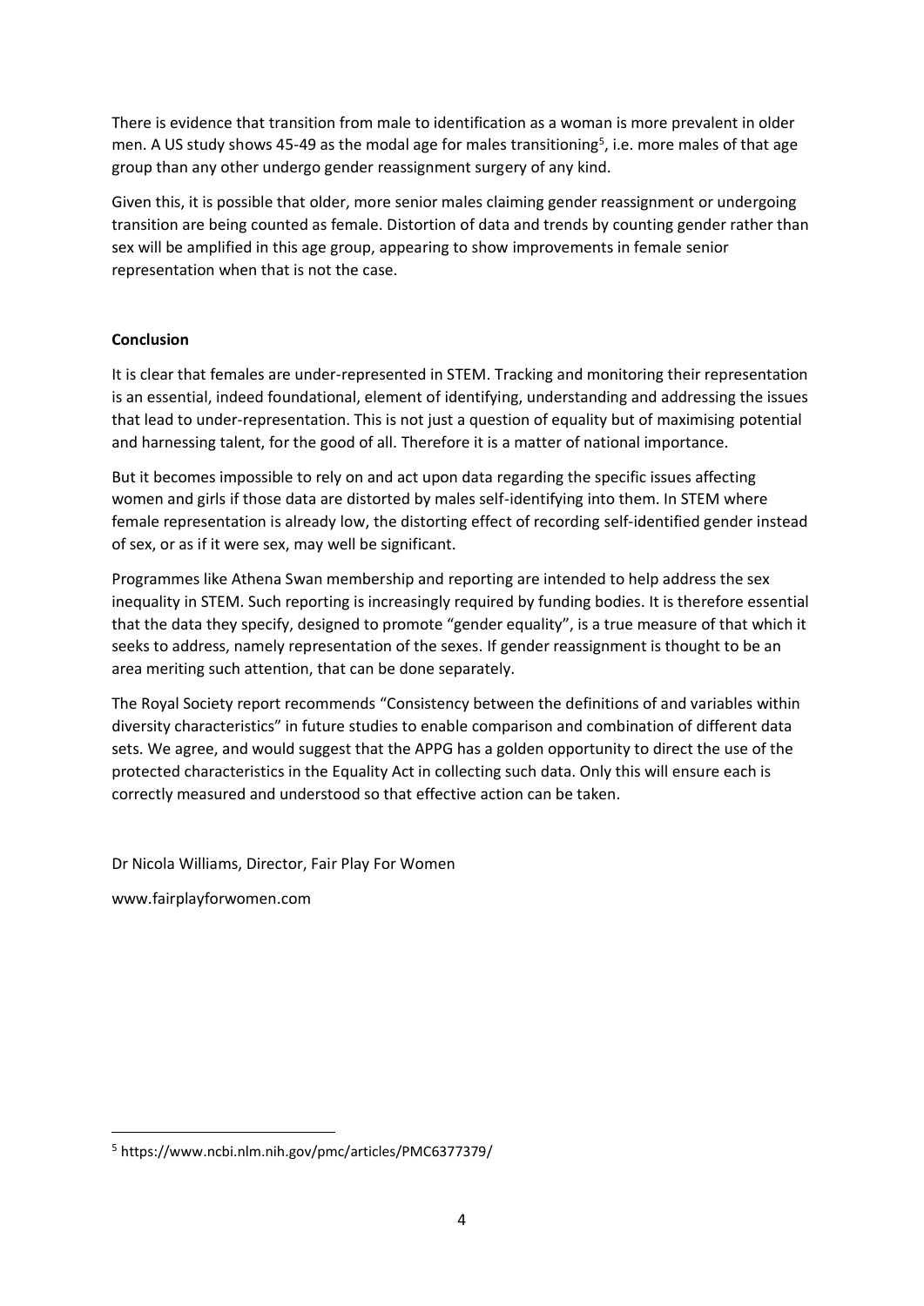There is evidence that transition from male to identification as a woman is more prevalent in older men. A US study shows 45-49 as the modal age for males transitioning[5], i.e. more males of that age group than any other undergo gender reassignment surgery of any kind.

Given this, it is possible that older, more senior males claiming gender reassignment or undergoing transition are being counted as female. Distortion of data and trends by counting gender rather than sex will be amplified in this age group, appearing to show improvements in female senior representation when that is not the case.

**Conclusion**

It is clear that females are under-represented in STEM. Tracking and monitoring their representation is an essential, indeed foundational, element of identifying, understanding and addressing the issues that lead to under-representation. This is not just a question of equality but of maximising potential and harnessing talent, for the good of all. Therefore it is a matter of national importance.

But it becomes impossible to rely on and act upon data regarding the specific issues affecting women and girls if those data are distorted by males self-identifying into them. In STEM where female representation is already low, the distorting effect of recording self-identified gender instead of sex, or as if it were sex, may well be significant.

Programmes like Athena Swan membership and reporting are intended to help address the sex inequality in STEM. Such reporting is increasingly required by funding bodies. It is therefore essential that the data they specify, designed to promote "gender equality", is a true measure of that which it seeks to address, namely representation of the sexes. If gender reassignment is thought to be an area meriting such attention, that can be done separately.

The Royal Society report recommends "Consistency between the definitions of and variables within diversity characteristics" in future studies to enable comparison and combination of different data sets. We agree, and would suggest that the APPG has a golden opportunity to direct the use of the protected characteristics in the Equality Act in collecting such data. Only this will ensure each is correctly measured and understood so that effective action can be taken.

Dr Nicola Williams, Director, Fair Play For Women

www.fairplayforwomen.com

[5] https://www.ncbi.nlm.nih.gov/pmc/articles/PMC6377379/